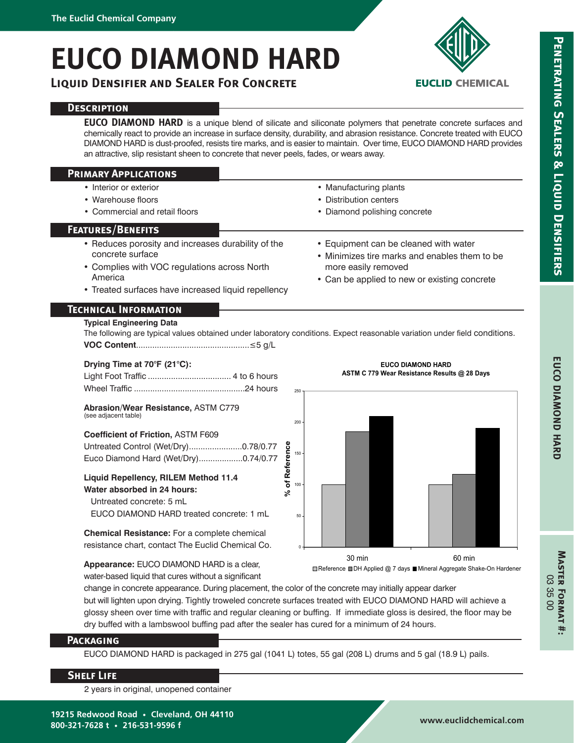# EUCO DIAMOND HARD

## Liquid Densifier and Sealer For Concrete

## Description

**EUCO DIAMOND HARD** is a unique blend of silicate and siliconate polymers that penetrate concrete surfaces and chemically react to provide an increase in surface density, durability, and abrasion resistance. Concrete treated with EUCO DIAMOND HARD is dust-proofed, resists tire marks, and is easier to maintain. Over time, EUCO DIAMOND HARD provides an attractive, slip resistant sheen to concrete that never peels, fades, or wears away.

## Primary Applications

- Interior or exterior
- Warehouse floors
- Commercial and retail floors
- Manufacturing plants
- Distribution centers
- Diamond polishing concrete

## Features/Benefits

- Reduces porosity and increases durability of the concrete surface
- Complies with VOC regulations across North America
- Treated surfaces have increased liquid repellency
- Equipment can be cleaned with water
- Minimizes tire marks and enables them to be more easily removed
- Can be applied to new or existing concrete

## Technical Information

**Typical Engineering Data**

The following are typical values obtained under laboratory conditions. Expect reasonable variation under field conditions.

**VOC Content**................................................≤5 g/L

**Drying Time at 70°F (21°C):**

Light Foot Traffic .................................... 4 to 6 hours

Wheel Traffic ................................................24 hours

**Abrasion/Wear Resistance,** ASTM C779
(see adjacent table)

**Coefficient of Friction,** ASTM F609

Untreated Control (Wet/Dry).......................0.78/0.77

Euco Diamond Hard (Wet/Dry)...................0.74/0.77

**Liquid Repellency, RILEM Method 11.4**
**Water absorbed in 24 hours:**

Untreated concrete: 5 mL

EUCO DIAMOND HARD treated concrete: 1 mL

**Chemical Resistance:** For a complete chemical resistance chart, contact The Euclid Chemical Co.

**EUCO DIAMOND HARD**
**ASTM C 779 Wear Resistance Results @ 28 Days**

(Bar chart, % of Reference, 0–250: at 30 min — Reference 100, DH Applied @ 7 days ~185, Mineral Aggregate Shake-On Hardener ~210; at 60 min — Reference 100, DH Applied @ 7 days ~117, Mineral Aggregate Shake-On Hardener ~191)

Legend: Reference, DH Applied @ 7 days, Mineral Aggregate Shake-On Hardener

**Appearance:** EUCO DIAMOND HARD is a clear, water-based liquid that cures without a significant change in concrete appearance. During placement, the color of the concrete may initially appear darker but will lighten upon drying. Tightly troweled concrete surfaces treated with EUCO DIAMOND HARD will achieve a glossy sheen over time with traffic and regular cleaning or buffing. If immediate gloss is desired, the floor may be dry buffed with a lambswool buffing pad after the sealer has cured for a minimum of 24 hours.

## Packaging

EUCO DIAMOND HARD is packaged in 275 gal (1041 L) totes, 55 gal (208 L) drums and 5 gal (18.9 L) pails.

## Shelf Life

2 years in original, unopened container

**Master Format #:** 03 35 00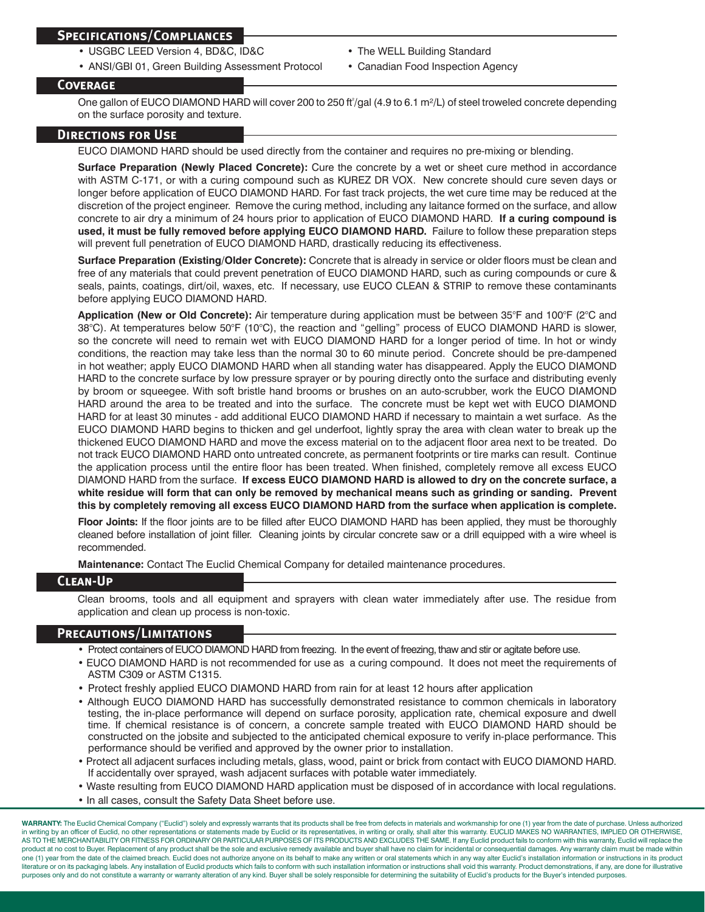## Specifications/Compliances

- USGBC LEED Version 4, BD&C, ID&C
- ANSI/GBI 01, Green Building Assessment Protocol
- The WELL Building Standard
- Canadian Food Inspection Agency

## Coverage

One gallon of EUCO DIAMOND HARD will cover 200 to 250 $ft^2$/gal (4.9 to 6.1 $m^2$/L) of steel troweled concrete depending on the surface porosity and texture.

## Directions for Use

EUCO DIAMOND HARD should be used directly from the container and requires no pre-mixing or blending.

**Surface Preparation (Newly Placed Concrete):** Cure the concrete by a wet or sheet cure method in accordance with ASTM C-171, or with a curing compound such as KUREZ DR VOX. New concrete should cure seven days or longer before application of EUCO DIAMOND HARD. For fast track projects, the wet cure time may be reduced at the discretion of the project engineer. Remove the curing method, including any laitance formed on the surface, and allow concrete to air dry a minimum of 24 hours prior to application of EUCO DIAMOND HARD. **If a curing compound is used, it must be fully removed before applying EUCO DIAMOND HARD.** Failure to follow these preparation steps will prevent full penetration of EUCO DIAMOND HARD, drastically reducing its effectiveness.

**Surface Preparation (Existing/Older Concrete):** Concrete that is already in service or older floors must be clean and free of any materials that could prevent penetration of EUCO DIAMOND HARD, such as curing compounds or cure & seals, paints, coatings, dirt/oil, waxes, etc. If necessary, use EUCO CLEAN & STRIP to remove these contaminants before applying EUCO DIAMOND HARD.

**Application (New or Old Concrete):** Air temperature during application must be between 35°F and 100°F (2°C and 38°C). At temperatures below 50°F (10°C), the reaction and "gelling" process of EUCO DIAMOND HARD is slower, so the concrete will need to remain wet with EUCO DIAMOND HARD for a longer period of time. In hot or windy conditions, the reaction may take less than the normal 30 to 60 minute period. Concrete should be pre-dampened in hot weather; apply EUCO DIAMOND HARD when all standing water has disappeared. Apply the EUCO DIAMOND HARD to the concrete surface by low pressure sprayer or by pouring directly onto the surface and distributing evenly by broom or squeegee. With soft bristle hand brooms or brushes on an auto-scrubber, work the EUCO DIAMOND HARD around the area to be treated and into the surface. The concrete must be kept wet with EUCO DIAMOND HARD for at least 30 minutes - add additional EUCO DIAMOND HARD if necessary to maintain a wet surface. As the EUCO DIAMOND HARD begins to thicken and gel underfoot, lightly spray the area with clean water to break up the thickened EUCO DIAMOND HARD and move the excess material on to the adjacent floor area next to be treated. Do not track EUCO DIAMOND HARD onto untreated concrete, as permanent footprints or tire marks can result. Continue the application process until the entire floor has been treated. When finished, completely remove all excess EUCO DIAMOND HARD from the surface. **If excess EUCO DIAMOND HARD is allowed to dry on the concrete surface, a white residue will form that can only be removed by mechanical means such as grinding or sanding. Prevent this by completely removing all excess EUCO DIAMOND HARD from the surface when application is complete.**

**Floor Joints:** If the floor joints are to be filled after EUCO DIAMOND HARD has been applied, they must be thoroughly cleaned before installation of joint filler. Cleaning joints by circular concrete saw or a drill equipped with a wire wheel is recommended.

**Maintenance:** Contact The Euclid Chemical Company for detailed maintenance procedures.

## Clean-Up

Clean brooms, tools and all equipment and sprayers with clean water immediately after use. The residue from application and clean up process is non-toxic.

## Precautions/Limitations

- Protect containers of EUCO DIAMOND HARD from freezing. In the event of freezing, thaw and stir or agitate before use.
- EUCO DIAMOND HARD is not recommended for use as a curing compound. It does not meet the requirements of ASTM C309 or ASTM C1315.
- Protect freshly applied EUCO DIAMOND HARD from rain for at least 12 hours after application
- Although EUCO DIAMOND HARD has successfully demonstrated resistance to common chemicals in laboratory testing, the in-place performance will depend on surface porosity, application rate, chemical exposure and dwell time. If chemical resistance is of concern, a concrete sample treated with EUCO DIAMOND HARD should be constructed on the jobsite and subjected to the anticipated chemical exposure to verify in-place performance. This performance should be verified and approved by the owner prior to installation.
- Protect all adjacent surfaces including metals, glass, wood, paint or brick from contact with EUCO DIAMOND HARD. If accidentally over sprayed, wash adjacent surfaces with potable water immediately.
- Waste resulting from EUCO DIAMOND HARD application must be disposed of in accordance with local regulations.
- In all cases, consult the Safety Data Sheet before use.

**WARRANTY:** The Euclid Chemical Company ("Euclid") solely and expressly warrants that its products shall be free from defects in materials and workmanship for one (1) year from the date of purchase. Unless authorized in writing by an officer of Euclid, no other representations or statements made by Euclid or its representatives, in writing or orally, shall alter this warranty. EUCLID MAKES NO WARRANTIES, IMPLIED OR OTHERWISE, AS TO THE MERCHANTABILITY OR FITNESS FOR ORDINARY OR PARTICULAR PURPOSES OF ITS PRODUCTS AND EXCLUDES THE SAME. If any Euclid product fails to conform with this warranty, Euclid will replace the product at no cost to Buyer. Replacement of any product shall be the sole and exclusive remedy available and buyer shall have no claim for incidental or consequential damages. Any warranty claim must be made within one (1) year from the date of the claimed breach. Euclid does not authorize anyone on its behalf to make any written or oral statements which in any way alter Euclid's installation information or instructions in its product literature or on its packaging labels. Any installation of Euclid products which fails to conform with such installation information or instructions shall void this warranty. Product demonstrations, if any, are done for illustrative purposes only and do not constitute a warranty or warranty alteration of any kind. Buyer shall be solely responsible for determining the suitability of Euclid's products for the Buyer's intended purposes.